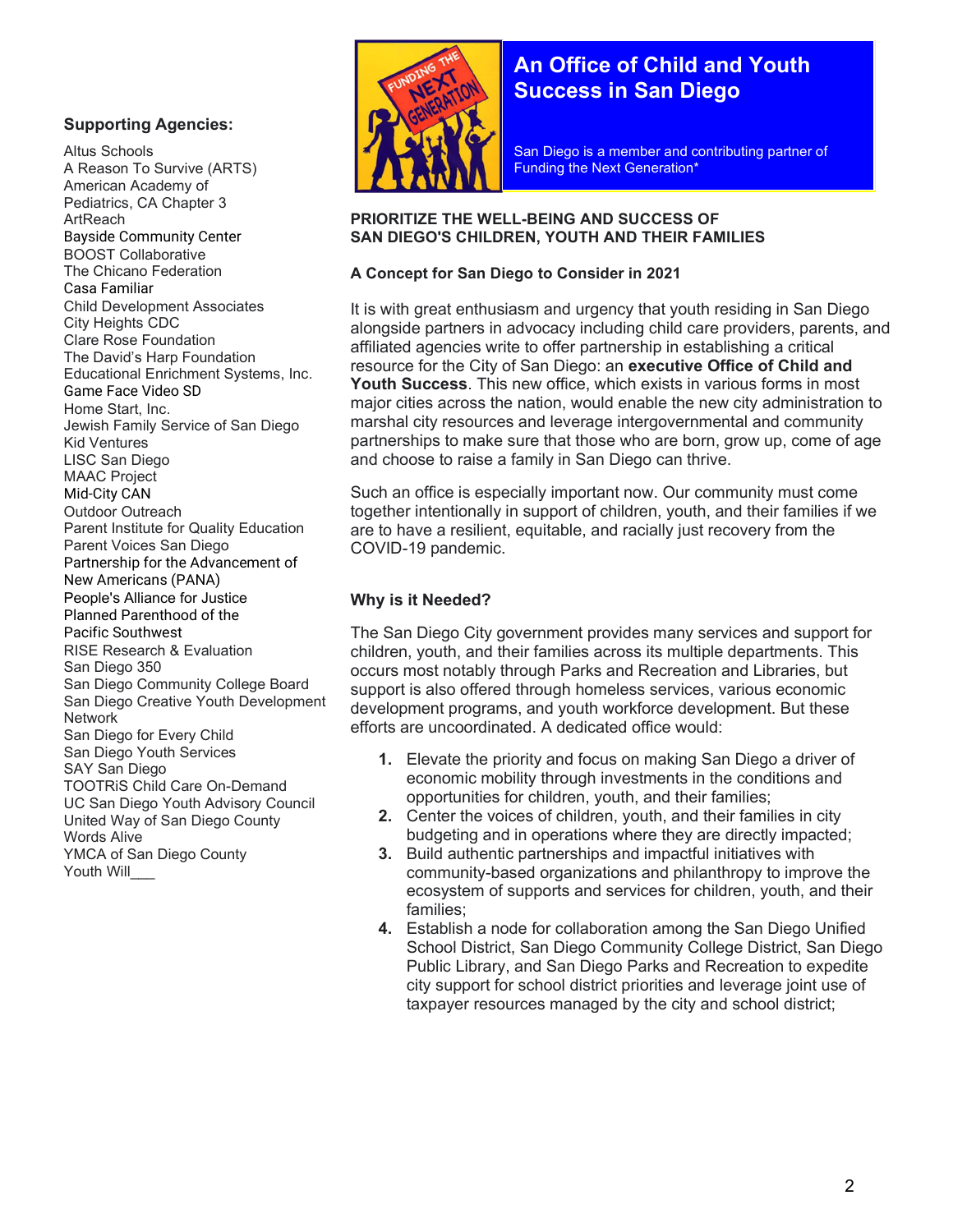# An Office of Child and Youth Success in San Diego

San Diego is a member and contributing partner of Funding the Next Generation*

**Supporting Agencies:**

Altus Schools
A Reason To Survive (ARTS)
American Academy of Pediatrics, CA Chapter 3
ArtReach
Bayside Community Center
BOOST Collaborative
The Chicano Federation
Casa Familiar
Child Development Associates
City Heights CDC
Clare Rose Foundation
The David's Harp Foundation
Educational Enrichment Systems, Inc.
Game Face Video SD
Home Start, Inc.
Jewish Family Service of San Diego
Kid Ventures
LISC San Diego
MAAC Project
Mid-City CAN
Outdoor Outreach
Parent Institute for Quality Education
Parent Voices San Diego
Partnership for the Advancement of New Americans (PANA)
People's Alliance for Justice
Planned Parenthood of the Pacific Southwest
RISE Research & Evaluation
San Diego 350
San Diego Community College Board
San Diego Creative Youth Development Network
San Diego for Every Child
San Diego Youth Services
SAY San Diego
TOOTRiS Child Care On-Demand
UC San Diego Youth Advisory Council
United Way of San Diego County
Words Alive
YMCA of San Diego County
Youth Will___

## PRIORITIZE THE WELL-BEING AND SUCCESS OF SAN DIEGO'S CHILDREN, YOUTH AND THEIR FAMILIES

### A Concept for San Diego to Consider in 2021

It is with great enthusiasm and urgency that youth residing in San Diego alongside partners in advocacy including child care providers, parents, and affiliated agencies write to offer partnership in establishing a critical resource for the City of San Diego: an **executive Office of Child and Youth Success**. This new office, which exists in various forms in most major cities across the nation, would enable the new city administration to marshal city resources and leverage intergovernmental and community partnerships to make sure that those who are born, grow up, come of age and choose to raise a family in San Diego can thrive.

Such an office is especially important now. Our community must come together intentionally in support of children, youth, and their families if we are to have a resilient, equitable, and racially just recovery from the COVID-19 pandemic.

### Why is it Needed?

The San Diego City government provides many services and support for children, youth, and their families across its multiple departments. This occurs most notably through Parks and Recreation and Libraries, but support is also offered through homeless services, various economic development programs, and youth workforce development. But these efforts are uncoordinated. A dedicated office would:

1. Elevate the priority and focus on making San Diego a driver of economic mobility through investments in the conditions and opportunities for children, youth, and their families;
2. Center the voices of children, youth, and their families in city budgeting and in operations where they are directly impacted;
3. Build authentic partnerships and impactful initiatives with community-based organizations and philanthropy to improve the ecosystem of supports and services for children, youth, and their families;
4. Establish a node for collaboration among the San Diego Unified School District, San Diego Community College District, San Diego Public Library, and San Diego Parks and Recreation to expedite city support for school district priorities and leverage joint use of taxpayer resources managed by the city and school district;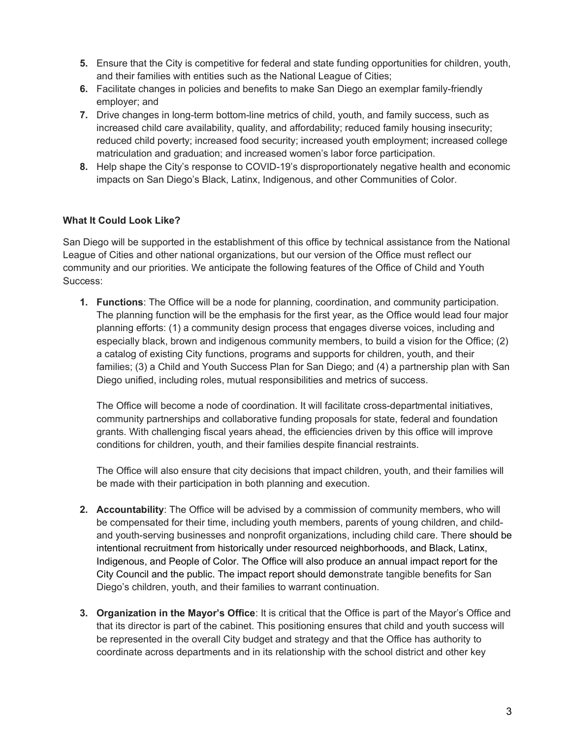5. Ensure that the City is competitive for federal and state funding opportunities for children, youth, and their families with entities such as the National League of Cities;
6. Facilitate changes in policies and benefits to make San Diego an exemplar family-friendly employer; and
7. Drive changes in long-term bottom-line metrics of child, youth, and family success, such as increased child care availability, quality, and affordability; reduced family housing insecurity; reduced child poverty; increased food security; increased youth employment; increased college matriculation and graduation; and increased women's labor force participation.
8. Help shape the City's response to COVID-19's disproportionately negative health and economic impacts on San Diego's Black, Latinx, Indigenous, and other Communities of Color.

**What It Could Look Like?**

San Diego will be supported in the establishment of this office by technical assistance from the National League of Cities and other national organizations, but our version of the Office must reflect our community and our priorities. We anticipate the following features of the Office of Child and Youth Success:

1. **Functions**: The Office will be a node for planning, coordination, and community participation. The planning function will be the emphasis for the first year, as the Office would lead four major planning efforts: (1) a community design process that engages diverse voices, including and especially black, brown and indigenous community members, to build a vision for the Office; (2) a catalog of existing City functions, programs and supports for children, youth, and their families; (3) a Child and Youth Success Plan for San Diego; and (4) a partnership plan with San Diego unified, including roles, mutual responsibilities and metrics of success.

   The Office will become a node of coordination. It will facilitate cross-departmental initiatives, community partnerships and collaborative funding proposals for state, federal and foundation grants. With challenging fiscal years ahead, the efficiencies driven by this office will improve conditions for children, youth, and their families despite financial restraints.

   The Office will also ensure that city decisions that impact children, youth, and their families will be made with their participation in both planning and execution.

2. **Accountability**: The Office will be advised by a commission of community members, who will be compensated for their time, including youth members, parents of young children, and child- and youth-serving businesses and nonprofit organizations, including child care. There should be intentional recruitment from historically under resourced neighborhoods, and Black, Latinx, Indigenous, and People of Color. The Office will also produce an annual impact report for the City Council and the public. The impact report should demonstrate tangible benefits for San Diego's children, youth, and their families to warrant continuation.

3. **Organization in the Mayor's Office**: It is critical that the Office is part of the Mayor's Office and that its director is part of the cabinet. This positioning ensures that child and youth success will be represented in the overall City budget and strategy and that the Office has authority to coordinate across departments and in its relationship with the school district and other key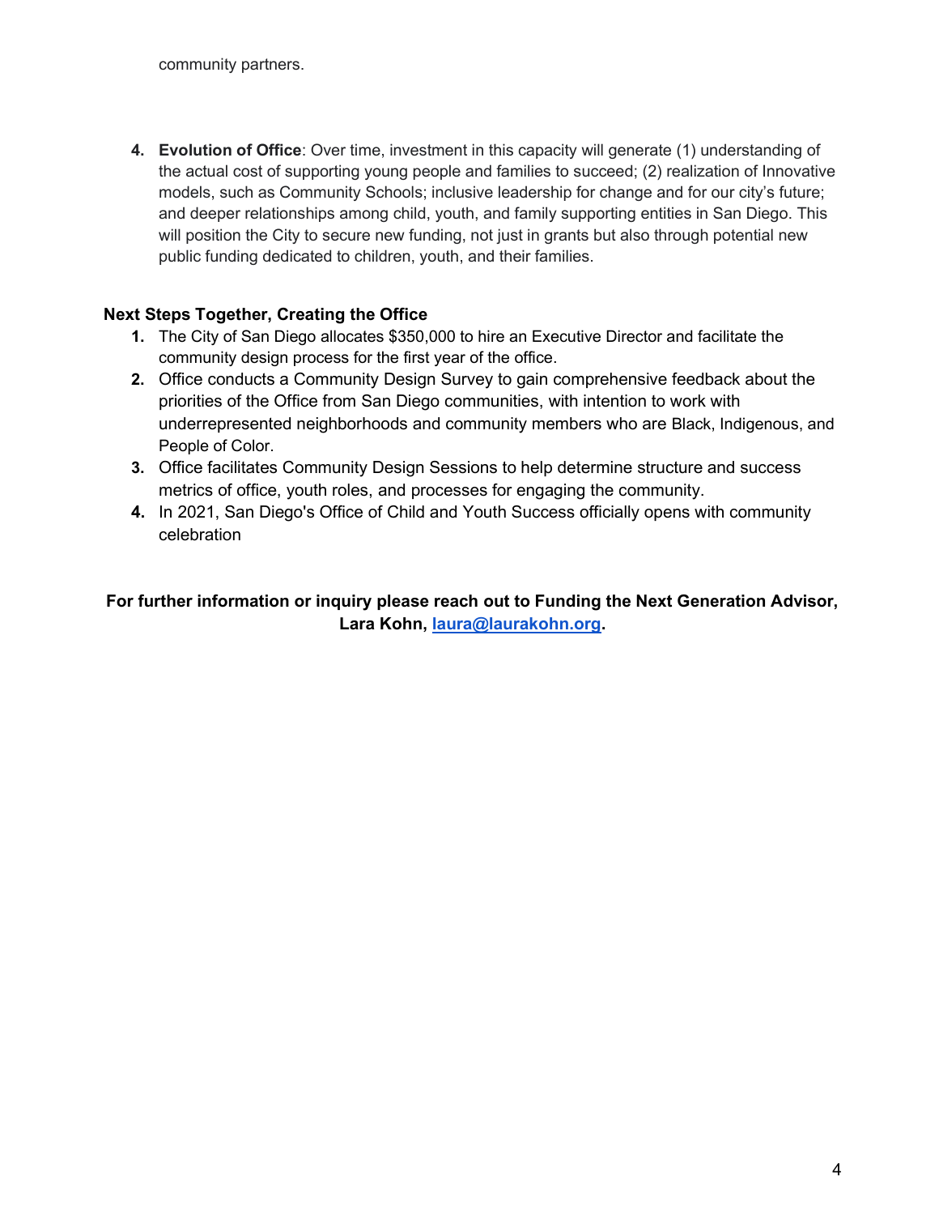community partners.

4. **Evolution of Office**: Over time, investment in this capacity will generate (1) understanding of the actual cost of supporting young people and families to succeed; (2) realization of Innovative models, such as Community Schools; inclusive leadership for change and for our city's future; and deeper relationships among child, youth, and family supporting entities in San Diego. This will position the City to secure new funding, not just in grants but also through potential new public funding dedicated to children, youth, and their families.

**Next Steps Together, Creating the Office**

1. The City of San Diego allocates $350,000 to hire an Executive Director and facilitate the community design process for the first year of the office.
2. Office conducts a Community Design Survey to gain comprehensive feedback about the priorities of the Office from San Diego communities, with intention to work with underrepresented neighborhoods and community members who are Black, Indigenous, and People of Color.
3. Office facilitates Community Design Sessions to help determine structure and success metrics of office, youth roles, and processes for engaging the community.
4. In 2021, San Diego's Office of Child and Youth Success officially opens with community celebration

**For further information or inquiry please reach out to Funding the Next Generation Advisor, Lara Kohn, [laura@laurakohn.org](mailto:laura@laurakohn.org).**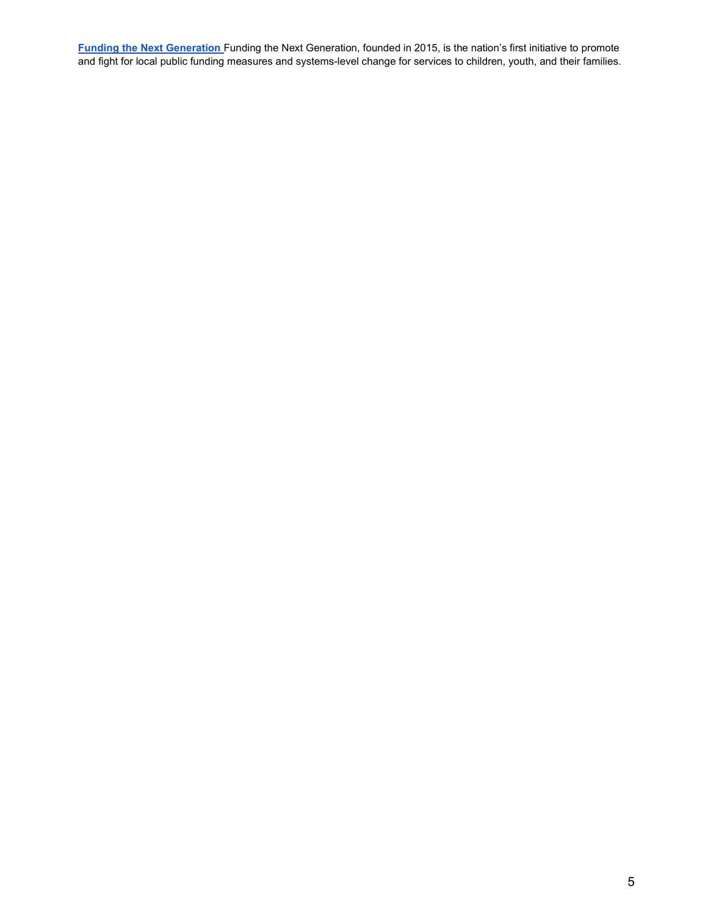**Funding the Next Generation** Funding the Next Generation, founded in 2015, is the nation's first initiative to promote and fight for local public funding measures and systems-level change for services to children, youth, and their families.